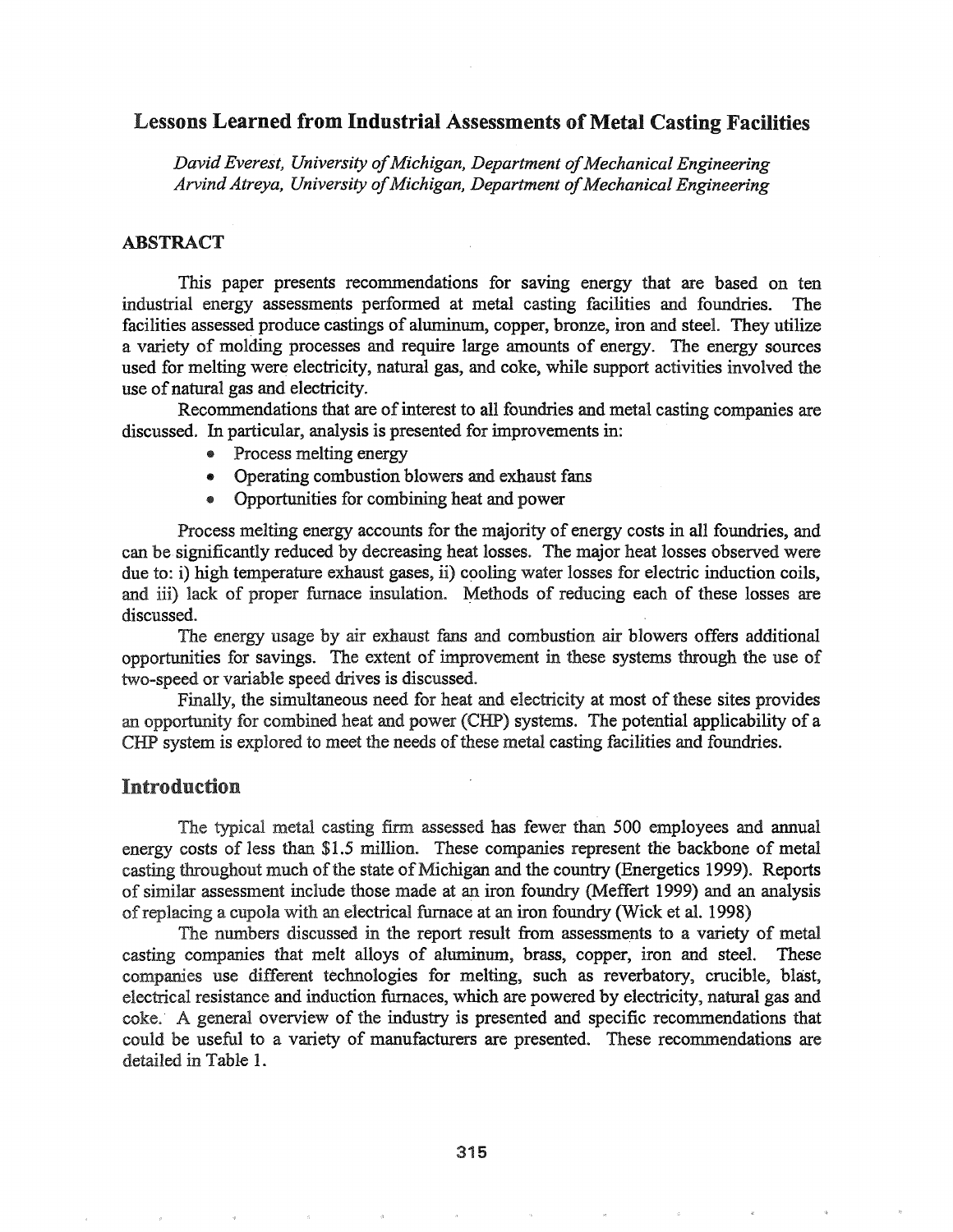# Lessons Learned from Industrial Assessments of Metal Casting Facilities

*David Everest, University of Michigan, Department of Mechanical Engineering*
*Arvind Atreya, University of Michigan, Department of Mechanical Engineering*

## ABSTRACT

This paper presents recommendations for saving energy that are based on ten industrial energy assessments performed at metal casting facilities and foundries. The facilities assessed produce castings of aluminum, copper, bronze, iron and steel. They utilize a variety of molding processes and require large amounts of energy. The energy sources used for melting were electricity, natural gas, and coke, while support activities involved the use of natural gas and electricity.

Recommendations that are of interest to all foundries and metal casting companies are discussed. In particular, analysis is presented for improvements in:

- Process melting energy
- Operating combustion blowers and exhaust fans
- Opportunities for combining heat and power

Process melting energy accounts for the majority of energy costs in all foundries, and can be significantly reduced by decreasing heat losses. The major heat losses observed were due to: i) high temperature exhaust gases, ii) cooling water losses for electric induction coils, and iii) lack of proper furnace insulation. Methods of reducing each of these losses are discussed.

The energy usage by air exhaust fans and combustion air blowers offers additional opportunities for savings. The extent of improvement in these systems through the use of two-speed or variable speed drives is discussed.

Finally, the simultaneous need for heat and electricity at most of these sites provides an opportunity for combined heat and power (CHP) systems. The potential applicability of a CHP system is explored to meet the needs of these metal casting facilities and foundries.

## Introduction

The typical metal casting firm assessed has fewer than 500 employees and annual energy costs of less than $1.5 million. These companies represent the backbone of metal casting throughout much of the state of Michigan and the country (Energetics 1999). Reports of similar assessment include those made at an iron foundry (Meffert 1999) and an analysis of replacing a cupola with an electrical furnace at an iron foundry (Wick et al. 1998)

The numbers discussed in the report result from assessments to a variety of metal casting companies that melt alloys of aluminum, brass, copper, iron and steel. These companies use different technologies for melting, such as reverbatory, crucible, blast, electrical resistance and induction furnaces, which are powered by electricity, natural gas and coke. A general overview of the industry is presented and specific recommendations that could be useful to a variety of manufacturers are presented. These recommendations are detailed in Table 1.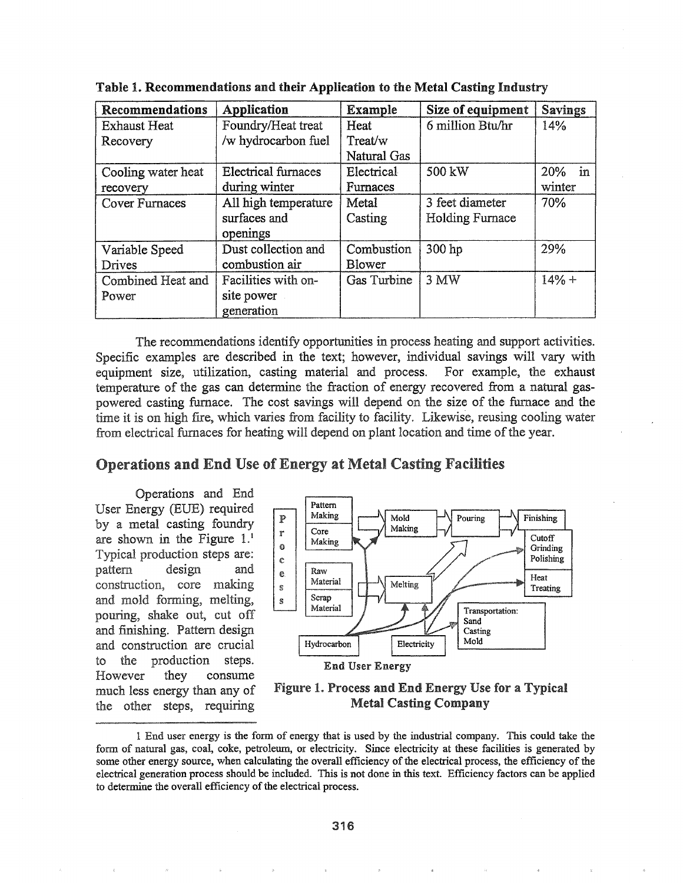**Table 1. Recommendations and their Application to the Metal Casting Industry**

| Recommendations | Application | Example | Size of equipment | Savings |
|---|---|---|---|---|
| Exhaust Heat Recovery | Foundry/Heat treat /w hydrocarbon fuel | Heat Treat/w Natural Gas | 6 million Btu/hr | 14% |
| Cooling water heat recovery | Electrical furnaces during winter | Electrical Furnaces | 500 kW | 20% in winter |
| Cover Furnaces | All high temperature surfaces and openings | Metal Casting | 3 feet diameter Holding Furnace | 70% |
| Variable Speed Drives | Dust collection and combustion air | Combustion Blower | 300 hp | 29% |
| Combined Heat and Power | Facilities with on-site power generation | Gas Turbine | 3 MW | 14% + |

The recommendations identify opportunities in process heating and support activities. Specific examples are described in the text; however, individual savings will vary with equipment size, utilization, casting material and process. For example, the exhaust temperature of the gas can determine the fraction of energy recovered from a natural gas-powered casting furnace. The cost savings will depend on the size of the furnace and the time it is on high fire, which varies from facility to facility. Likewise, reusing cooling water from electrical furnaces for heating will depend on plant location and time of the year.

## Operations and End Use of Energy at Metal Casting Facilities

Operations and End User Energy (EUE) required by a metal casting foundry are shown in the Figure 1.[1] Typical production steps are: pattern design and construction, core making and mold forming, melting, pouring, shake out, cut off and finishing. Pattern design and construction are crucial to the production steps. However they consume much less energy than any of the other steps, requiring

Process: Pattern Making, Core Making, Mold Making, Pouring, Finishing, Cutoff Grinding Polishing, Heat Treating, Raw Material, Scrap Material, Melting, Transportation: Sand Casting Mold, Hydrocarbon, Electricity

End User Energy

**Figure 1. Process and End Energy Use for a Typical Metal Casting Company**

---

1 End user energy is the form of energy that is used by the industrial company. This could take the form of natural gas, coal, coke, petroleum, or electricity. Since electricity at these facilities is generated by some other energy source, when calculating the overall efficiency of the electrical process, the efficiency of the electrical generation process should be included. This is not done in this text. Efficiency factors can be applied to determine the overall efficiency of the electrical process.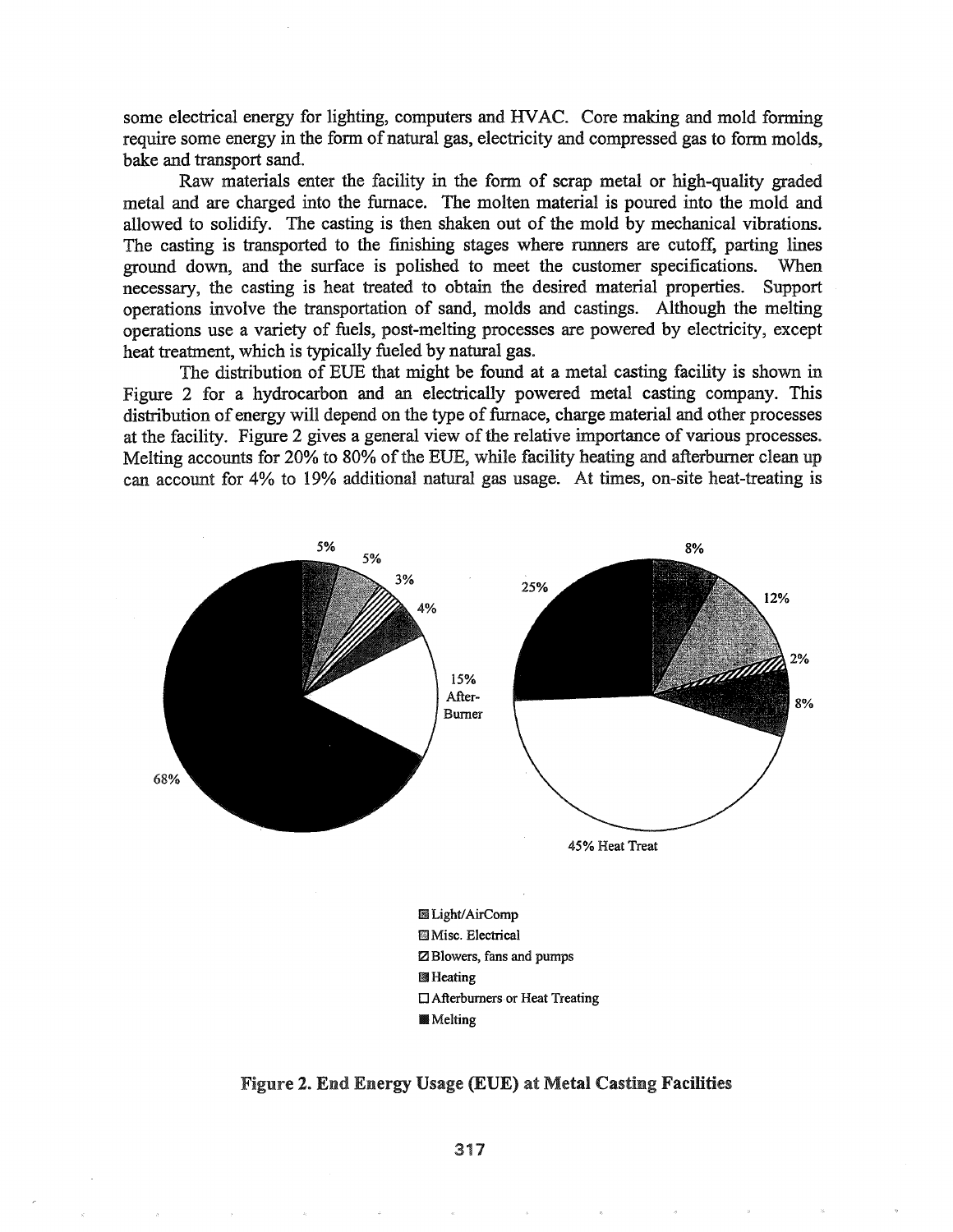some electrical energy for lighting, computers and HVAC. Core making and mold forming require some energy in the form of natural gas, electricity and compressed gas to form molds, bake and transport sand.

Raw materials enter the facility in the form of scrap metal or high-quality graded metal and are charged into the furnace. The molten material is poured into the mold and allowed to solidify. The casting is then shaken out of the mold by mechanical vibrations. The casting is transported to the finishing stages where runners are cutoff, parting lines ground down, and the surface is polished to meet the customer specifications. When necessary, the casting is heat treated to obtain the desired material properties. Support operations involve the transportation of sand, molds and castings. Although the melting operations use a variety of fuels, post-melting processes are powered by electricity, except heat treatment, which is typically fueled by natural gas.

The distribution of EUE that might be found at a metal casting facility is shown in Figure 2 for a hydrocarbon and an electrically powered metal casting company. This distribution of energy will depend on the type of furnace, charge material and other processes at the facility. Figure 2 gives a general view of the relative importance of various processes. Melting accounts for 20% to 80% of the EUE, while facility heating and afterburner clean up can account for 4% to 19% additional natural gas usage. At times, on-site heat-treating is

5% 5% 3% 4% 15% After-Burner 68%

8% 12% 2% 8% 25% 45% Heat Treat

- Light/AirComp
- Misc. Electrical
- Blowers, fans and pumps
- Heating
- Afterburners or Heat Treating
- Melting

**Figure 2. End Energy Usage (EUE) at Metal Casting Facilities**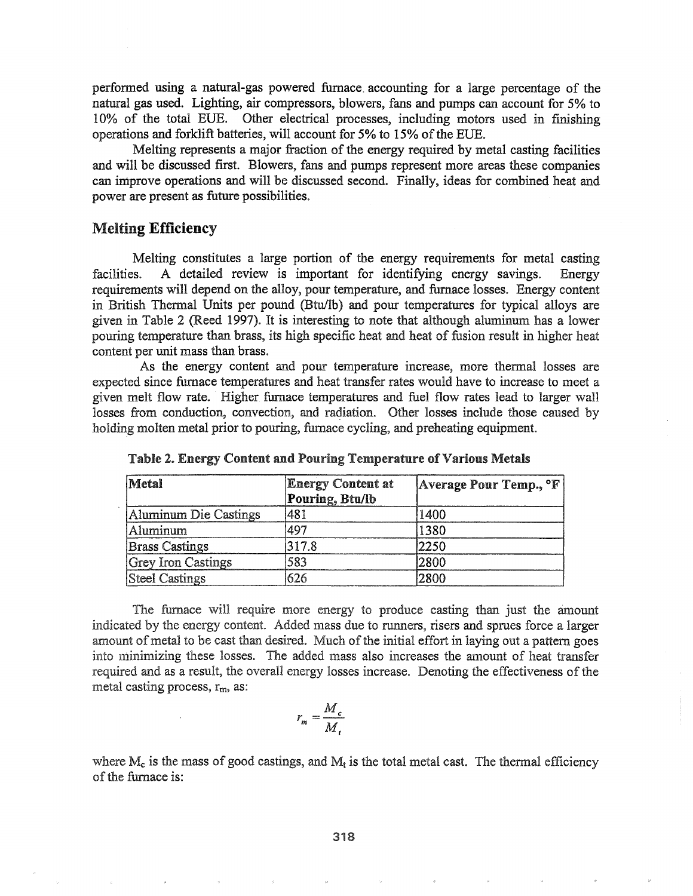performed using a natural-gas powered furnace accounting for a large percentage of the natural gas used. Lighting, air compressors, blowers, fans and pumps can account for 5% to 10% of the total EUE. Other electrical processes, including motors used in finishing operations and forklift batteries, will account for 5% to 15% of the EUE.

Melting represents a major fraction of the energy required by metal casting facilities and will be discussed first. Blowers, fans and pumps represent more areas these companies can improve operations and will be discussed second. Finally, ideas for combined heat and power are present as future possibilities.

## Melting Efficiency

Melting constitutes a large portion of the energy requirements for metal casting facilities. A detailed review is important for identifying energy savings. Energy requirements will depend on the alloy, pour temperature, and furnace losses. Energy content in British Thermal Units per pound (Btu/lb) and pour temperatures for typical alloys are given in Table 2 (Reed 1997). It is interesting to note that although aluminum has a lower pouring temperature than brass, its high specific heat and heat of fusion result in higher heat content per unit mass than brass.

As the energy content and pour temperature increase, more thermal losses are expected since furnace temperatures and heat transfer rates would have to increase to meet a given melt flow rate. Higher furnace temperatures and fuel flow rates lead to larger wall losses from conduction, convection, and radiation. Other losses include those caused by holding molten metal prior to pouring, furnace cycling, and preheating equipment.

**Table 2. Energy Content and Pouring Temperature of Various Metals**

| Metal | Energy Content at Pouring, Btu/lb | Average Pour Temp., °F |
|---|---|---|
| Aluminum Die Castings | 481 | 1400 |
| Aluminum | 497 | 1380 |
| Brass Castings | 317.8 | 2250 |
| Grey Iron Castings | 583 | 2800 |
| Steel Castings | 626 | 2800 |

The furnace will require more energy to produce casting than just the amount indicated by the energy content. Added mass due to runners, risers and sprues force a larger amount of metal to be cast than desired. Much of the initial effort in laying out a pattern goes into minimizing these losses. The added mass also increases the amount of heat transfer required and as a result, the overall energy losses increase. Denoting the effectiveness of the metal casting process, $r_m$, as:

$$r_m = \frac{M_c}{M_t}$$

where $M_c$ is the mass of good castings, and $M_t$ is the total metal cast. The thermal efficiency of the furnace is: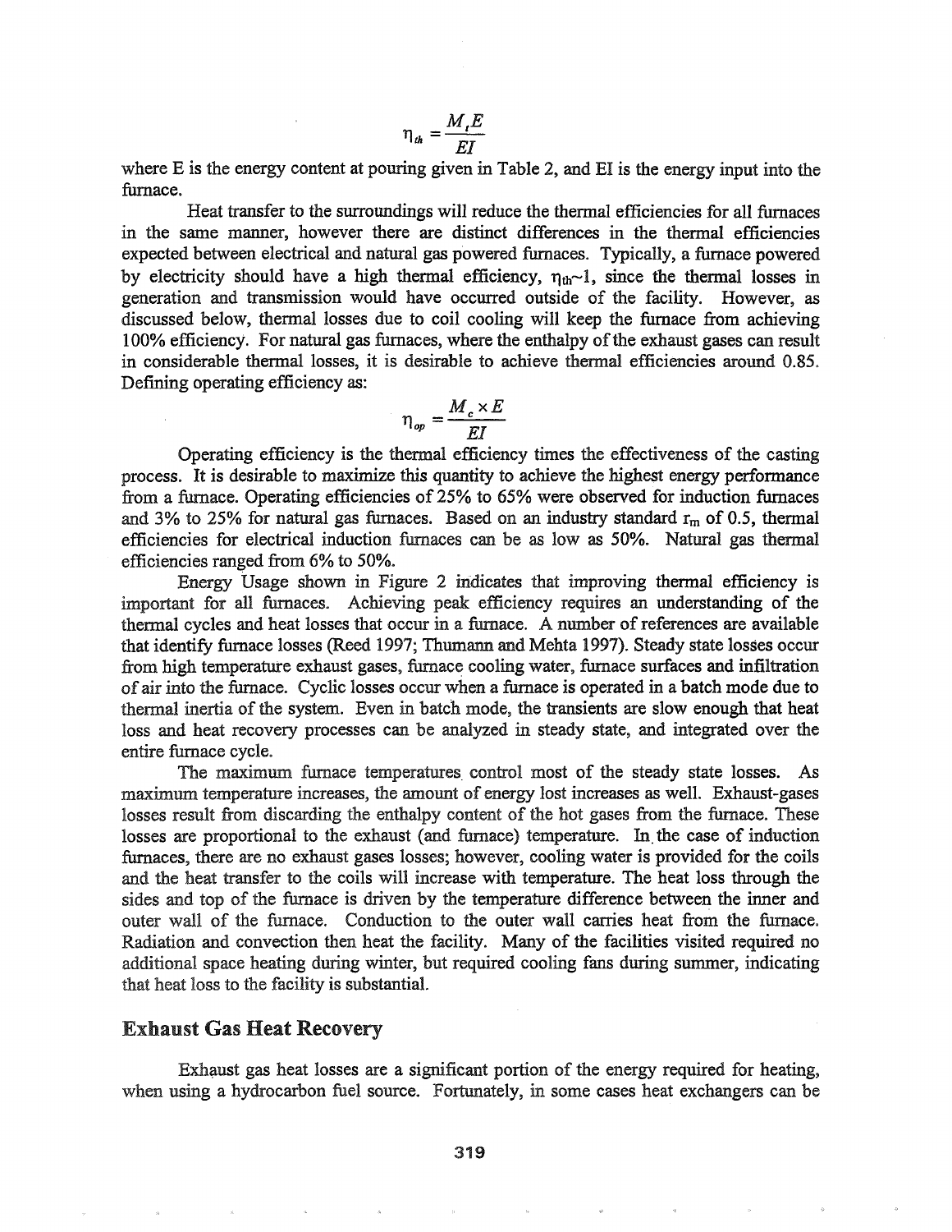$$\eta_{th} = \frac{M_t E}{EI}$$

where E is the energy content at pouring given in Table 2, and EI is the energy input into the furnace.

Heat transfer to the surroundings will reduce the thermal efficiencies for all furnaces in the same manner, however there are distinct differences in the thermal efficiencies expected between electrical and natural gas powered furnaces. Typically, a furnace powered by electricity should have a high thermal efficiency, $\eta_{th}$~1, since the thermal losses in generation and transmission would have occurred outside of the facility. However, as discussed below, thermal losses due to coil cooling will keep the furnace from achieving 100% efficiency. For natural gas furnaces, where the enthalpy of the exhaust gases can result in considerable thermal losses, it is desirable to achieve thermal efficiencies around 0.85. Defining operating efficiency as:

$$\eta_{op} = \frac{M_c \times E}{EI}$$

Operating efficiency is the thermal efficiency times the effectiveness of the casting process. It is desirable to maximize this quantity to achieve the highest energy performance from a furnace. Operating efficiencies of 25% to 65% were observed for induction furnaces and 3% to 25% for natural gas furnaces. Based on an industry standard $r_m$ of 0.5, thermal efficiencies for electrical induction furnaces can be as low as 50%. Natural gas thermal efficiencies ranged from 6% to 50%.

Energy Usage shown in Figure 2 indicates that improving thermal efficiency is important for all furnaces. Achieving peak efficiency requires an understanding of the thermal cycles and heat losses that occur in a furnace. A number of references are available that identify furnace losses (Reed 1997; Thumann and Mehta 1997). Steady state losses occur from high temperature exhaust gases, furnace cooling water, furnace surfaces and infiltration of air into the furnace. Cyclic losses occur when a furnace is operated in a batch mode due to thermal inertia of the system. Even in batch mode, the transients are slow enough that heat loss and heat recovery processes can be analyzed in steady state, and integrated over the entire furnace cycle.

The maximum furnace temperatures control most of the steady state losses. As maximum temperature increases, the amount of energy lost increases as well. Exhaust-gases losses result from discarding the enthalpy content of the hot gases from the furnace. These losses are proportional to the exhaust (and furnace) temperature. In the case of induction furnaces, there are no exhaust gases losses; however, cooling water is provided for the coils and the heat transfer to the coils will increase with temperature. The heat loss through the sides and top of the furnace is driven by the temperature difference between the inner and outer wall of the furnace. Conduction to the outer wall carries heat from the furnace. Radiation and convection then heat the facility. Many of the facilities visited required no additional space heating during winter, but required cooling fans during summer, indicating that heat loss to the facility is substantial.

## Exhaust Gas Heat Recovery

Exhaust gas heat losses are a significant portion of the energy required for heating, when using a hydrocarbon fuel source. Fortunately, in some cases heat exchangers can be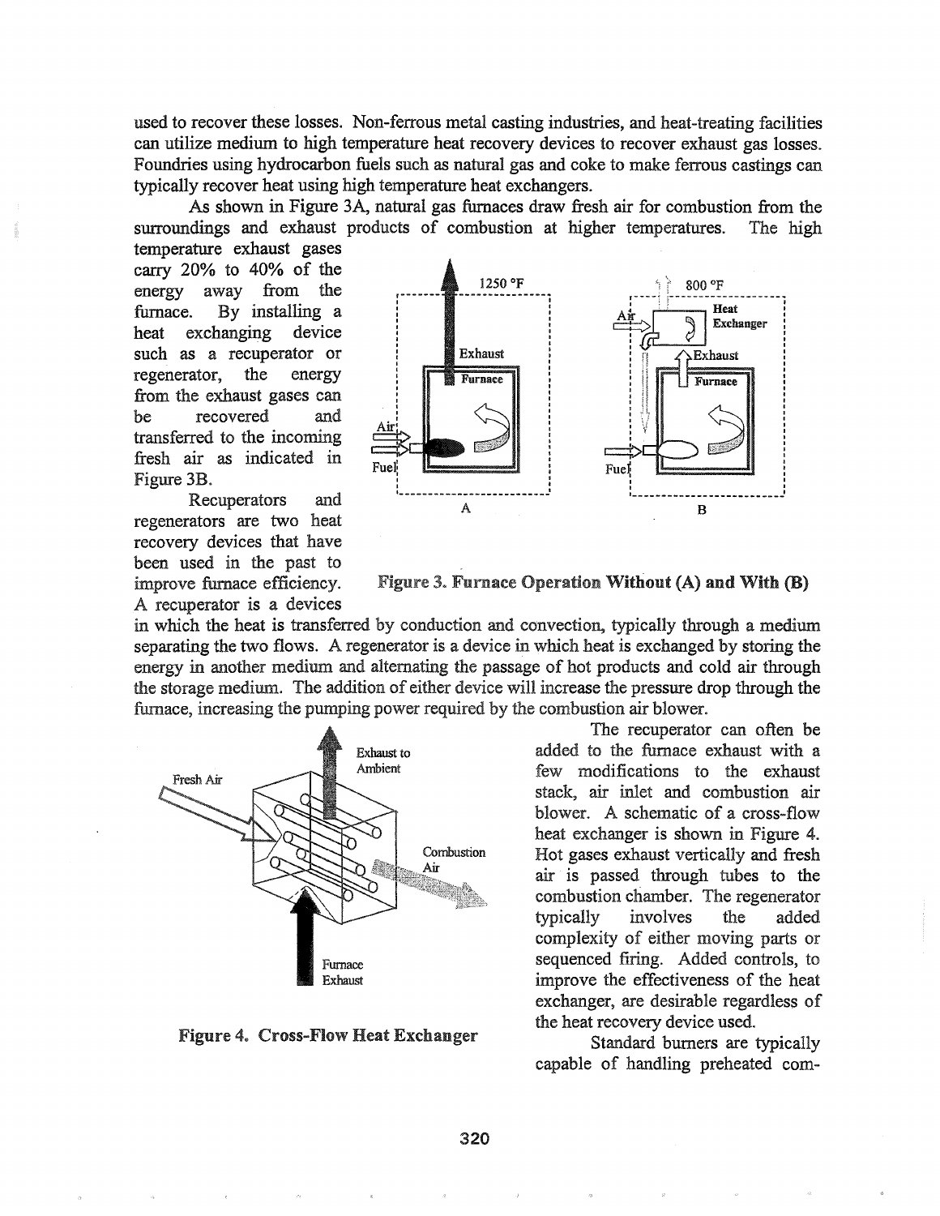used to recover these losses. Non-ferrous metal casting industries, and heat-treating facilities can utilize medium to high temperature heat recovery devices to recover exhaust gas losses. Foundries using hydrocarbon fuels such as natural gas and coke to make ferrous castings can typically recover heat using high temperature heat exchangers.

As shown in Figure 3A, natural gas furnaces draw fresh air for combustion from the surroundings and exhaust products of combustion at higher temperatures. The high temperature exhaust gases carry 20% to 40% of the energy away from the furnace. By installing a heat exchanging device such as a recuperator or regenerator, the energy from the exhaust gases can be recovered and transferred to the incoming fresh air as indicated in Figure 3B.

**Figure 3. Furnace Operation Without (A) and With (B)**

Recuperators and regenerators are two heat recovery devices that have been used in the past to improve furnace efficiency. A recuperator is a devices in which the heat is transferred by conduction and convection, typically through a medium separating the two flows. A regenerator is a device in which heat is exchanged by storing the energy in another medium and alternating the passage of hot products and cold air through the storage medium. The addition of either device will increase the pressure drop through the furnace, increasing the pumping power required by the combustion air blower.

**Figure 4. Cross-Flow Heat Exchanger**

The recuperator can often be added to the furnace exhaust with a few modifications to the exhaust stack, air inlet and combustion air blower. A schematic of a cross-flow heat exchanger is shown in Figure 4. Hot gases exhaust vertically and fresh air is passed through tubes to the combustion chamber. The regenerator typically involves the added complexity of either moving parts or sequenced firing. Added controls, to improve the effectiveness of the heat exchanger, are desirable regardless of the heat recovery device used.

Standard burners are typically capable of handling preheated com-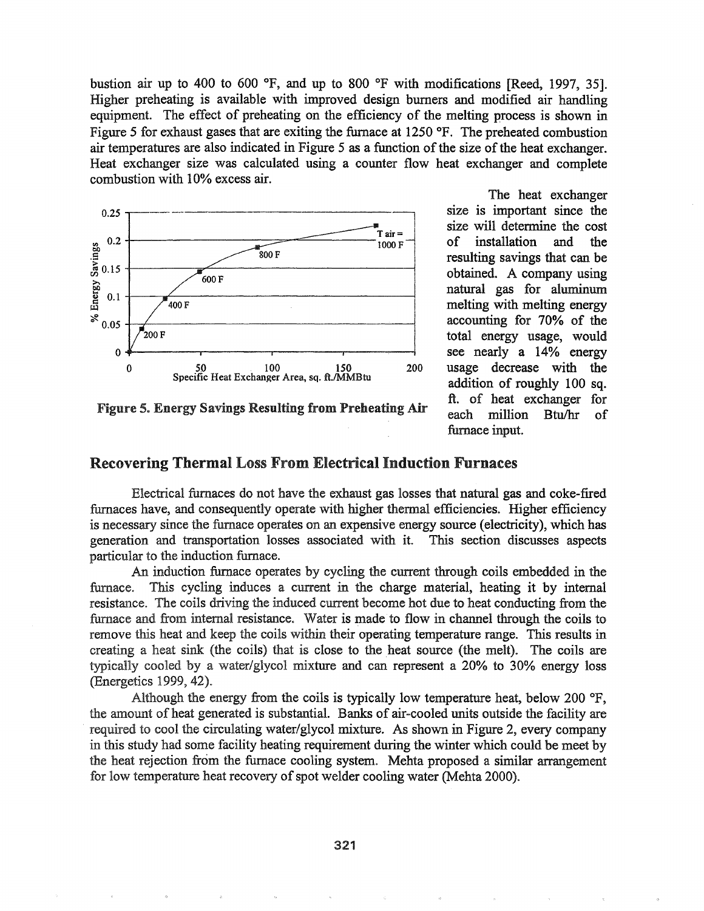bustion air up to 400 to 600 °F, and up to 800 °F with modifications [Reed, 1997, 35]. Higher preheating is available with improved design burners and modified air handling equipment. The effect of preheating on the efficiency of the melting process is shown in Figure 5 for exhaust gases that are exiting the furnace at 1250 °F. The preheated combustion air temperatures are also indicated in Figure 5 as a function of the size of the heat exchanger. Heat exchanger size was calculated using a counter flow heat exchanger and complete combustion with 10% excess air.

**Figure 5. Energy Savings Resulting from Preheating Air**

The heat exchanger size is important since the size will determine the cost of installation and the resulting savings that can be obtained. A company using natural gas for aluminum melting with melting energy accounting for 70% of the total energy usage, would see nearly a 14% energy usage decrease with the addition of roughly 100 sq. ft. of heat exchanger for each million Btu/hr of furnace input.

## Recovering Thermal Loss From Electrical Induction Furnaces

Electrical furnaces do not have the exhaust gas losses that natural gas and coke-fired furnaces have, and consequently operate with higher thermal efficiencies. Higher efficiency is necessary since the furnace operates on an expensive energy source (electricity), which has generation and transportation losses associated with it. This section discusses aspects particular to the induction furnace.

An induction furnace operates by cycling the current through coils embedded in the furnace. This cycling induces a current in the charge material, heating it by internal resistance. The coils driving the induced current become hot due to heat conducting from the furnace and from internal resistance. Water is made to flow in channel through the coils to remove this heat and keep the coils within their operating temperature range. This results in creating a heat sink (the coils) that is close to the heat source (the melt). The coils are typically cooled by a water/glycol mixture and can represent a 20% to 30% energy loss (Energetics 1999, 42).

Although the energy from the coils is typically low temperature heat, below 200 °F, the amount of heat generated is substantial. Banks of air-cooled units outside the facility are required to cool the circulating water/glycol mixture. As shown in Figure 2, every company in this study had some facility heating requirement during the winter which could be meet by the heat rejection from the furnace cooling system. Mehta proposed a similar arrangement for low temperature heat recovery of spot welder cooling water (Mehta 2000).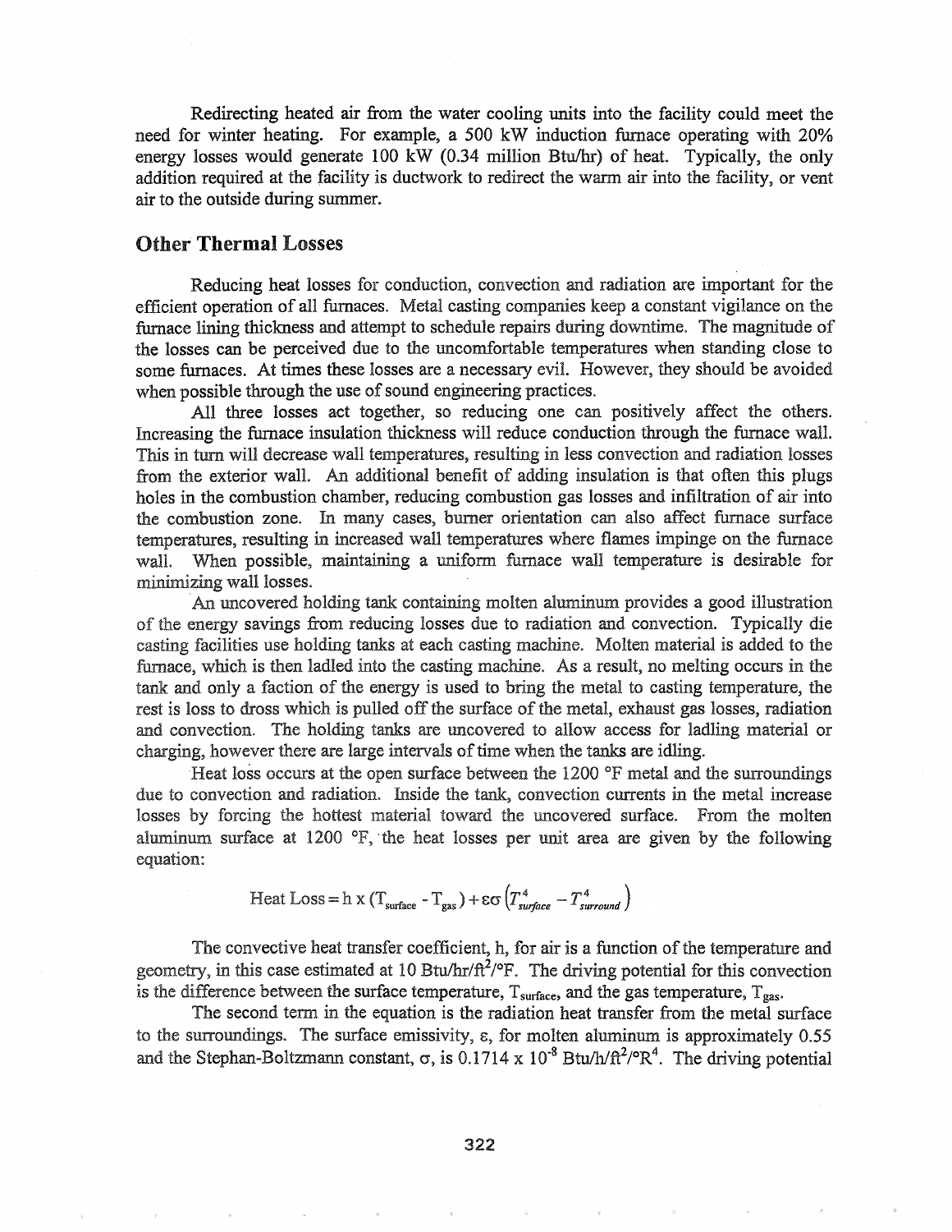Redirecting heated air from the water cooling units into the facility could meet the need for winter heating. For example, a 500 kW induction furnace operating with 20% energy losses would generate 100 kW (0.34 million Btu/hr) of heat. Typically, the only addition required at the facility is ductwork to redirect the warm air into the facility, or vent air to the outside during summer.

## Other Thermal Losses

Reducing heat losses for conduction, convection and radiation are important for the efficient operation of all furnaces. Metal casting companies keep a constant vigilance on the furnace lining thickness and attempt to schedule repairs during downtime. The magnitude of the losses can be perceived due to the uncomfortable temperatures when standing close to some furnaces. At times these losses are a necessary evil. However, they should be avoided when possible through the use of sound engineering practices.

All three losses act together, so reducing one can positively affect the others. Increasing the furnace insulation thickness will reduce conduction through the furnace wall. This in turn will decrease wall temperatures, resulting in less convection and radiation losses from the exterior wall. An additional benefit of adding insulation is that often this plugs holes in the combustion chamber, reducing combustion gas losses and infiltration of air into the combustion zone. In many cases, burner orientation can also affect furnace surface temperatures, resulting in increased wall temperatures where flames impinge on the furnace wall. When possible, maintaining a uniform furnace wall temperature is desirable for minimizing wall losses.

An uncovered holding tank containing molten aluminum provides a good illustration of the energy savings from reducing losses due to radiation and convection. Typically die casting facilities use holding tanks at each casting machine. Molten material is added to the furnace, which is then ladled into the casting machine. As a result, no melting occurs in the tank and only a faction of the energy is used to bring the metal to casting temperature, the rest is loss to dross which is pulled off the surface of the metal, exhaust gas losses, radiation and convection. The holding tanks are uncovered to allow access for ladling material or charging, however there are large intervals of time when the tanks are idling.

Heat loss occurs at the open surface between the 1200 °F metal and the surroundings due to convection and radiation. Inside the tank, convection currents in the metal increase losses by forcing the hottest material toward the uncovered surface. From the molten aluminum surface at 1200 °F, the heat losses per unit area are given by the following equation:

$$\text{Heat Loss} = h \times (T_{surface} - T_{gas}) + \varepsilon\sigma\left(T_{surface}^4 - T_{surround}^4\right)$$

The convective heat transfer coefficient, h, for air is a function of the temperature and geometry, in this case estimated at 10 Btu/hr/ft$^2$/°F. The driving potential for this convection is the difference between the surface temperature, $T_{surface}$, and the gas temperature, $T_{gas}$.

The second term in the equation is the radiation heat transfer from the metal surface to the surroundings. The surface emissivity, ε, for molten aluminum is approximately 0.55 and the Stephan-Boltzmann constant, σ, is 0.1714 x $10^{-8}$ Btu/h/ft$^2$/°R$^4$. The driving potential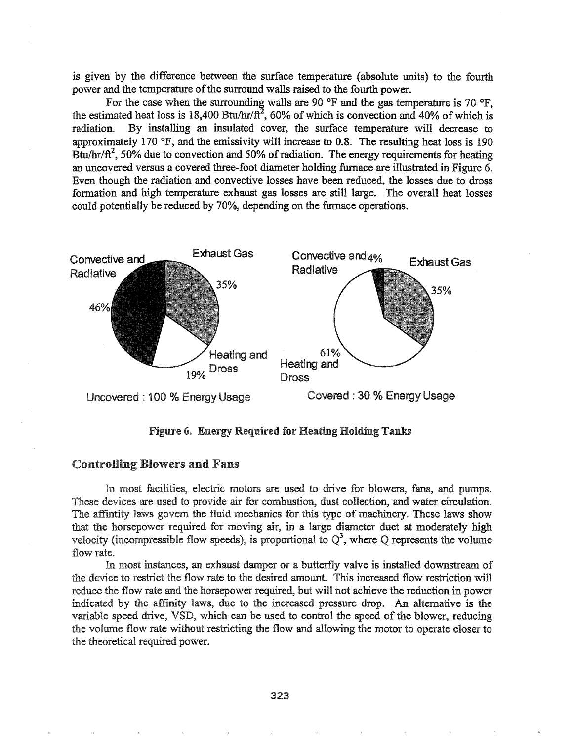is given by the difference between the surface temperature (absolute units) to the fourth power and the temperature of the surround walls raised to the fourth power.

For the case when the surrounding walls are 90 °F and the gas temperature is 70 °F, the estimated heat loss is 18,400 Btu/hr/ft$^2$, 60% of which is convection and 40% of which is radiation. By installing an insulated cover, the surface temperature will decrease to approximately 170 °F, and the emissivity will increase to 0.8. The resulting heat loss is 190 Btu/hr/ft$^2$, 50% due to convection and 50% of radiation. The energy requirements for heating an uncovered versus a covered three-foot diameter holding furnace are illustrated in Figure 6. Even though the radiation and convective losses have been reduced, the losses due to dross formation and high temperature exhaust gas losses are still large. The overall heat losses could potentially be reduced by 70%, depending on the furnace operations.

Convective and Radiative 46% | Exhaust Gas 35% | Heating and Dross 19%

Uncovered : 100 % Energy Usage

Convective and Radiative 4% | Exhaust Gas 35% | Heating and Dross 61%

Covered : 30 % Energy Usage

**Figure 6. Energy Required for Heating Holding Tanks**

## Controlling Blowers and Fans

In most facilities, electric motors are used to drive for blowers, fans, and pumps. These devices are used to provide air for combustion, dust collection, and water circulation. The affintity laws govern the fluid mechanics for this type of machinery. These laws show that the horsepower required for moving air, in a large diameter duct at moderately high velocity (incompressible flow speeds), is proportional to $Q^3$, where Q represents the volume flow rate.

In most instances, an exhaust damper or a butterfly valve is installed downstream of the device to restrict the flow rate to the desired amount. This increased flow restriction will reduce the flow rate and the horsepower required, but will not achieve the reduction in power indicated by the affinity laws, due to the increased pressure drop. An alternative is the variable speed drive, VSD, which can be used to control the speed of the blower, reducing the volume flow rate without restricting the flow and allowing the motor to operate closer to the theoretical required power.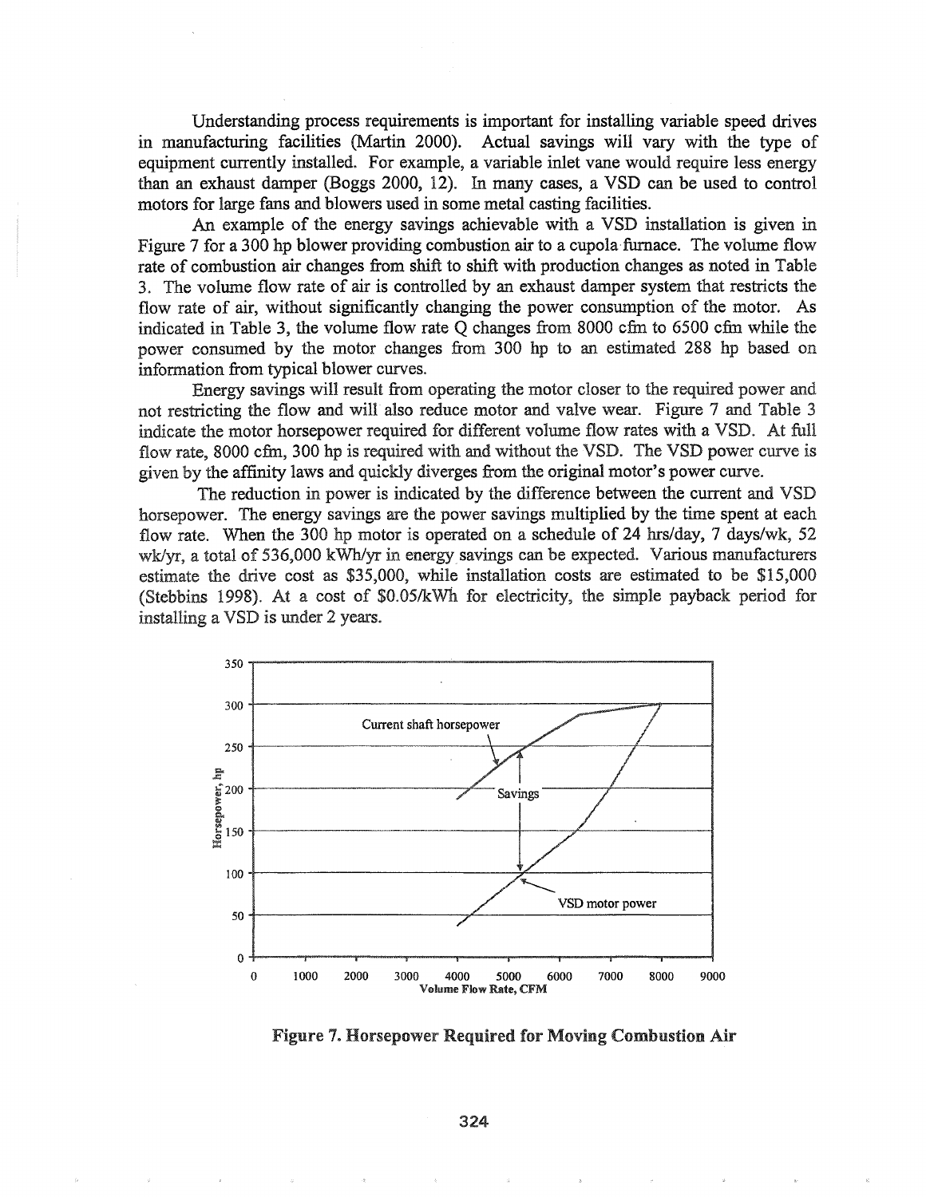Understanding process requirements is important for installing variable speed drives in manufacturing facilities (Martin 2000). Actual savings will vary with the type of equipment currently installed. For example, a variable inlet vane would require less energy than an exhaust damper (Boggs 2000, 12). In many cases, a VSD can be used to control motors for large fans and blowers used in some metal casting facilities.

An example of the energy savings achievable with a VSD installation is given in Figure 7 for a 300 hp blower providing combustion air to a cupola furnace. The volume flow rate of combustion air changes from shift to shift with production changes as noted in Table 3. The volume flow rate of air is controlled by an exhaust damper system that restricts the flow rate of air, without significantly changing the power consumption of the motor. As indicated in Table 3, the volume flow rate Q changes from 8000 cfm to 6500 cfm while the power consumed by the motor changes from 300 hp to an estimated 288 hp based on information from typical blower curves.

Energy savings will result from operating the motor closer to the required power and not restricting the flow and will also reduce motor and valve wear. Figure 7 and Table 3 indicate the motor horsepower required for different volume flow rates with a VSD. At full flow rate, 8000 cfm, 300 hp is required with and without the VSD. The VSD power curve is given by the affinity laws and quickly diverges from the original motor's power curve.

The reduction in power is indicated by the difference between the current and VSD horsepower. The energy savings are the power savings multiplied by the time spent at each flow rate. When the 300 hp motor is operated on a schedule of 24 hrs/day, 7 days/wk, 52 wk/yr, a total of 536,000 kWh/yr in energy savings can be expected. Various manufacturers estimate the drive cost as $35,000, while installation costs are estimated to be $15,000 (Stebbins 1998). At a cost of $0.05/kWh for electricity, the simple payback period for installing a VSD is under 2 years.

**Figure 7. Horsepower Required for Moving Combustion Air**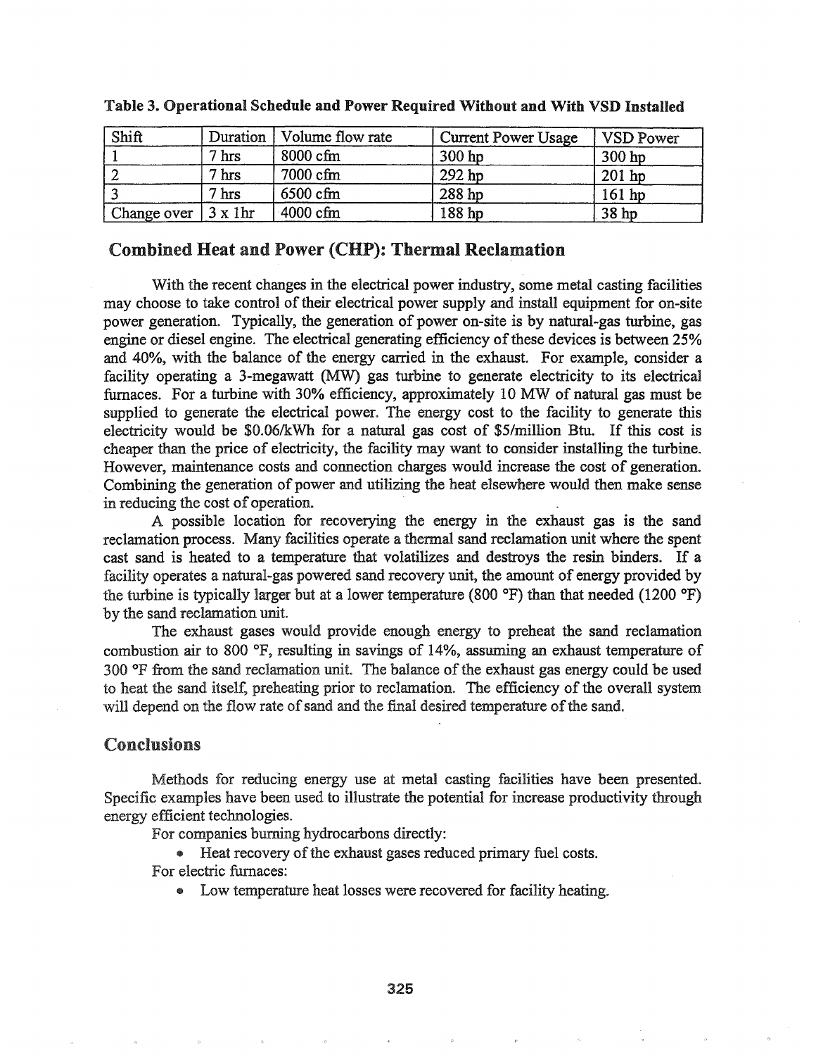**Table 3. Operational Schedule and Power Required Without and With VSD Installed**

| Shift | Duration | Volume flow rate | Current Power Usage | VSD Power |
|---|---|---|---|---|
| 1 | 7 hrs | 8000 cfm | 300 hp | 300 hp |
| 2 | 7 hrs | 7000 cfm | 292 hp | 201 hp |
| 3 | 7 hrs | 6500 cfm | 288 hp | 161 hp |
| Change over | 3 x 1hr | 4000 cfm | 188 hp | 38 hp |

## Combined Heat and Power (CHP): Thermal Reclamation

With the recent changes in the electrical power industry, some metal casting facilities may choose to take control of their electrical power supply and install equipment for on-site power generation. Typically, the generation of power on-site is by natural-gas turbine, gas engine or diesel engine. The electrical generating efficiency of these devices is between 25% and 40%, with the balance of the energy carried in the exhaust. For example, consider a facility operating a 3-megawatt (MW) gas turbine to generate electricity to its electrical furnaces. For a turbine with 30% efficiency, approximately 10 MW of natural gas must be supplied to generate the electrical power. The energy cost to the facility to generate this electricity would be $0.06/kWh for a natural gas cost of $5/million Btu. If this cost is cheaper than the price of electricity, the facility may want to consider installing the turbine. However, maintenance costs and connection charges would increase the cost of generation. Combining the generation of power and utilizing the heat elsewhere would then make sense in reducing the cost of operation.

A possible location for recoverying the energy in the exhaust gas is the sand reclamation process. Many facilities operate a thermal sand reclamation unit where the spent cast sand is heated to a temperature that volatilizes and destroys the resin binders. If a facility operates a natural-gas powered sand recovery unit, the amount of energy provided by the turbine is typically larger but at a lower temperature (800 °F) than that needed (1200 °F) by the sand reclamation unit.

The exhaust gases would provide enough energy to preheat the sand reclamation combustion air to 800 °F, resulting in savings of 14%, assuming an exhaust temperature of 300 °F from the sand reclamation unit. The balance of the exhaust gas energy could be used to heat the sand itself, preheating prior to reclamation. The efficiency of the overall system will depend on the flow rate of sand and the final desired temperature of the sand.

## Conclusions

Methods for reducing energy use at metal casting facilities have been presented. Specific examples have been used to illustrate the potential for increase productivity through energy efficient technologies.

For companies burning hydrocarbons directly:

- Heat recovery of the exhaust gases reduced primary fuel costs.

For electric furnaces:

- Low temperature heat losses were recovered for facility heating.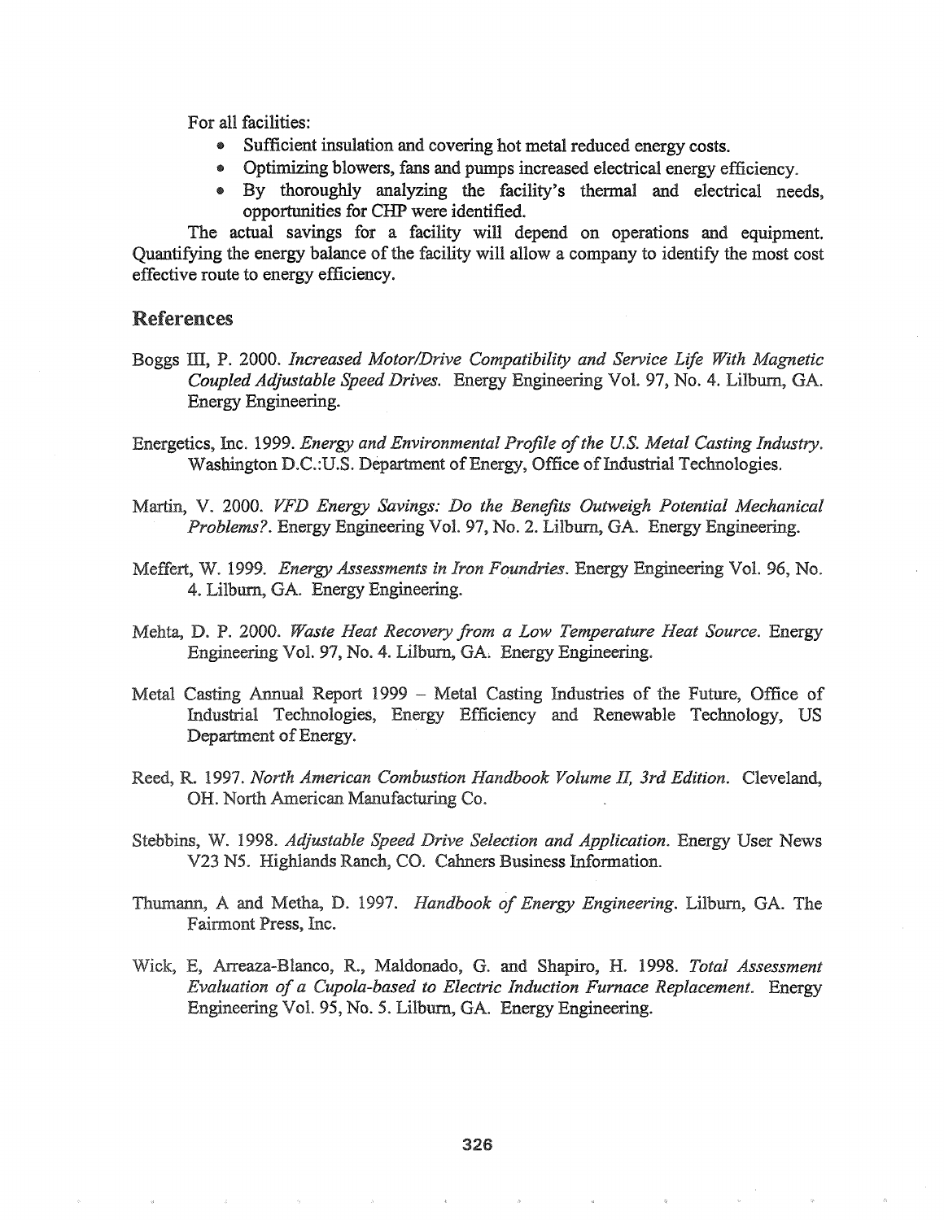For all facilities:

- Sufficient insulation and covering hot metal reduced energy costs.
- Optimizing blowers, fans and pumps increased electrical energy efficiency.
- By thoroughly analyzing the facility's thermal and electrical needs, opportunities for CHP were identified.

The actual savings for a facility will depend on operations and equipment. Quantifying the energy balance of the facility will allow a company to identify the most cost effective route to energy efficiency.

## References

Boggs III, P. 2000. *Increased Motor/Drive Compatibility and Service Life With Magnetic Coupled Adjustable Speed Drives.* Energy Engineering Vol. 97, No. 4. Lilburn, GA. Energy Engineering.

Energetics, Inc. 1999. *Energy and Environmental Profile of the U.S. Metal Casting Industry.* Washington D.C.:U.S. Department of Energy, Office of Industrial Technologies.

Martin, V. 2000. *VFD Energy Savings: Do the Benefits Outweigh Potential Mechanical Problems?.* Energy Engineering Vol. 97, No. 2. Lilburn, GA. Energy Engineering.

Meffert, W. 1999. *Energy Assessments in Iron Foundries.* Energy Engineering Vol. 96, No. 4. Lilburn, GA. Energy Engineering.

Mehta, D. P. 2000. *Waste Heat Recovery from a Low Temperature Heat Source.* Energy Engineering Vol. 97, No. 4. Lilburn, GA. Energy Engineering.

Metal Casting Annual Report 1999 – Metal Casting Industries of the Future, Office of Industrial Technologies, Energy Efficiency and Renewable Technology, US Department of Energy.

Reed, R. 1997. *North American Combustion Handbook Volume II, 3rd Edition.* Cleveland, OH. North American Manufacturing Co.

Stebbins, W. 1998. *Adjustable Speed Drive Selection and Application.* Energy User News V23 N5. Highlands Ranch, CO. Cahners Business Information.

Thumann, A and Metha, D. 1997. *Handbook of Energy Engineering.* Lilburn, GA. The Fairmont Press, Inc.

Wick, E, Arreaza-Blanco, R., Maldonado, G. and Shapiro, H. 1998. *Total Assessment Evaluation of a Cupola-based to Electric Induction Furnace Replacement.* Energy Engineering Vol. 95, No. 5. Lilburn, GA. Energy Engineering.